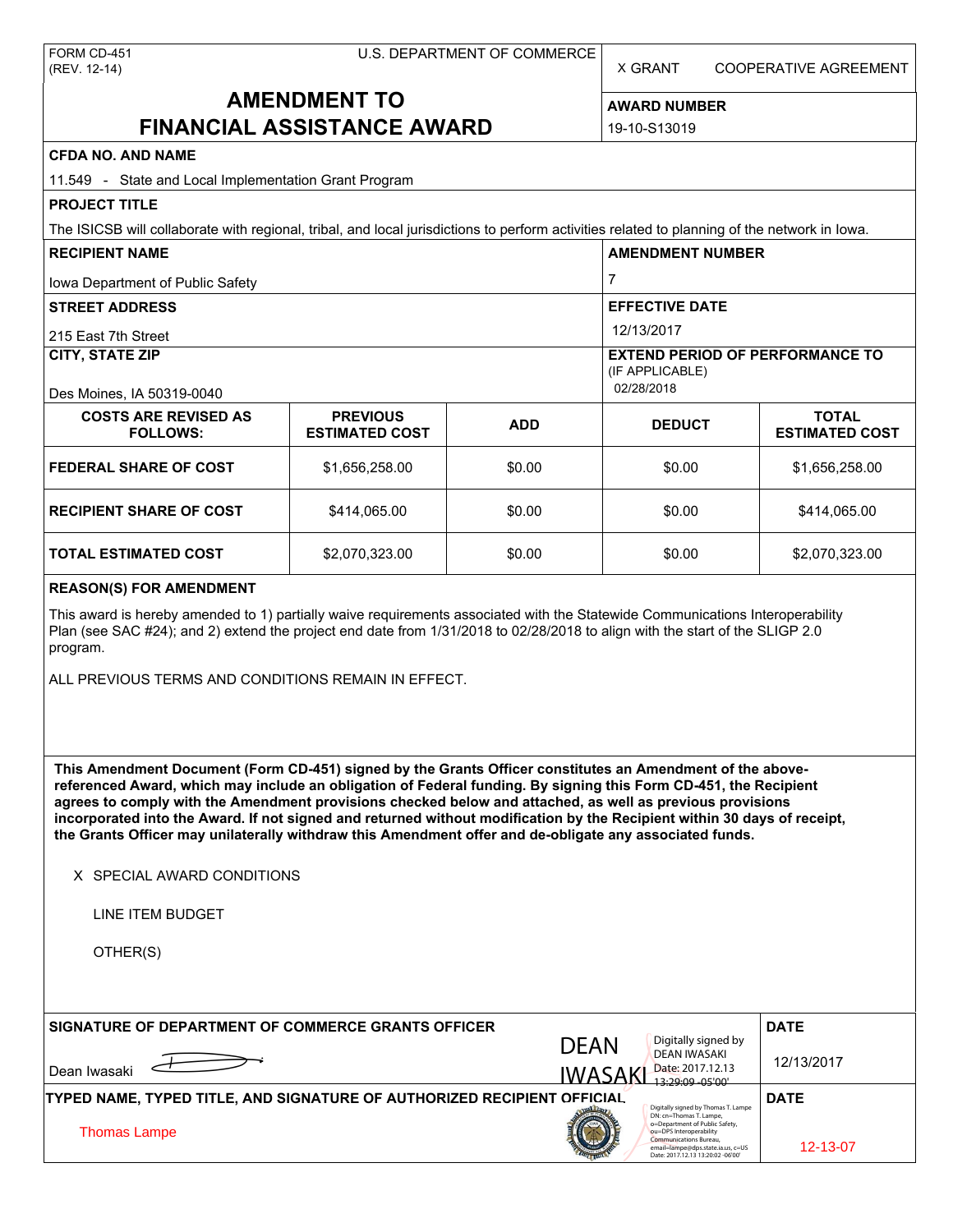FORM CD-451
(REV. 12-14)

U.S. DEPARTMENT OF COMMERCE

X GRANT    COOPERATIVE AGREEMENT

# AMENDMENT TO FINANCIAL ASSISTANCE AWARD

**AWARD NUMBER**

19-10-S13019

**CFDA NO. AND NAME**

11.549 - State and Local Implementation Grant Program

**PROJECT TITLE**

The ISICSB will collaborate with regional, tribal, and local jurisdictions to perform activities related to planning of the network in Iowa.

**RECIPIENT NAME**

Iowa Department of Public Safety

**AMENDMENT NUMBER**

7

**STREET ADDRESS**

215 East 7th Street

**EFFECTIVE DATE**

12/13/2017

**CITY, STATE ZIP**

Des Moines, IA 50319-0040

**EXTEND PERIOD OF PERFORMANCE TO** (IF APPLICABLE)

02/28/2018

| COSTS ARE REVISED AS FOLLOWS: | PREVIOUS ESTIMATED COST | ADD | DEDUCT | TOTAL ESTIMATED COST |
|---|---|---|---|---|
| FEDERAL SHARE OF COST | $1,656,258.00 | $0.00 | $0.00 | $1,656,258.00 |
| RECIPIENT SHARE OF COST | $414,065.00 | $0.00 | $0.00 | $414,065.00 |
| TOTAL ESTIMATED COST | $2,070,323.00 | $0.00 | $0.00 | $2,070,323.00 |

**REASON(S) FOR AMENDMENT**

This award is hereby amended to 1) partially waive requirements associated with the Statewide Communications Interoperability Plan (see SAC #24); and 2) extend the project end date from 1/31/2018 to 02/28/2018 to align with the start of the SLIGP 2.0 program.

ALL PREVIOUS TERMS AND CONDITIONS REMAIN IN EFFECT.

**This Amendment Document (Form CD-451) signed by the Grants Officer constitutes an Amendment of the above-referenced Award, which may include an obligation of Federal funding. By signing this Form CD-451, the Recipient agrees to comply with the Amendment provisions checked below and attached, as well as previous provisions incorporated into the Award. If not signed and returned without modification by the Recipient within 30 days of receipt, the Grants Officer may unilaterally withdraw this Amendment offer and de-obligate any associated funds.**

X SPECIAL AWARD CONDITIONS

LINE ITEM BUDGET

OTHER(S)

**SIGNATURE OF DEPARTMENT OF COMMERCE GRANTS OFFICER**

Dean Iwasaki

DEAN IWASAKI — Digitally signed by DEAN IWASAKI Date: 2017.12.13 13:29:09 -05'00'

**DATE**

12/13/2017

**TYPED NAME, TYPED TITLE, AND SIGNATURE OF AUTHORIZED RECIPIENT OFFICIAL**

Thomas Lampe

Digitally signed by Thomas T. Lampe DN: cn=Thomas T. Lampe, o=Department of Public Safety, ou=DPS Interoperability Communications Bureau, email=lampe@dps.state.ia.us, c=US Date: 2017.12.13 13:20:02 -06'00'

**DATE**

12-13-07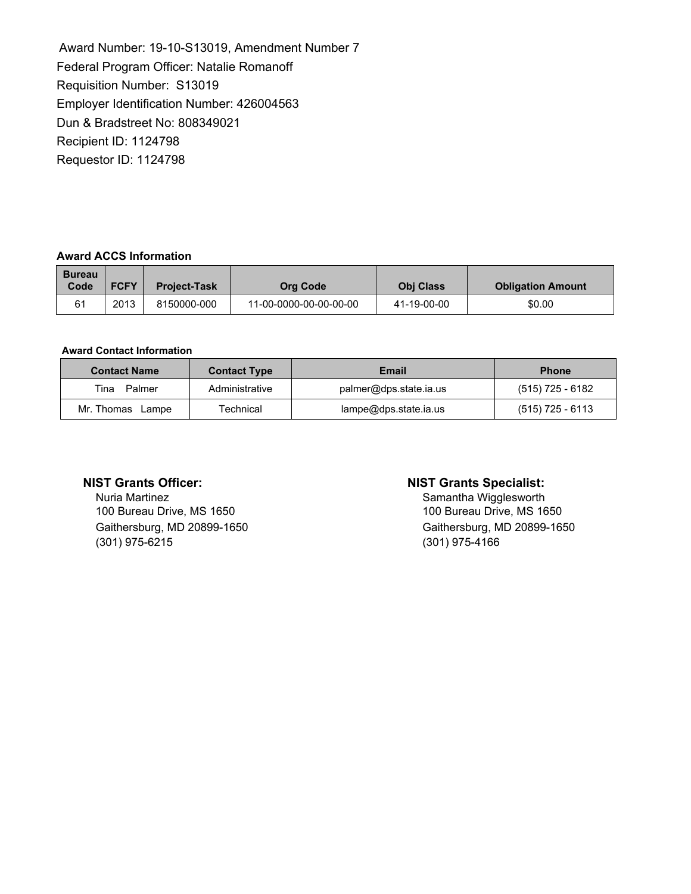Award Number: 19-10-S13019, Amendment Number 7
Federal Program Officer: Natalie Romanoff
Requisition Number: S13019
Employer Identification Number: 426004563
Dun & Bradstreet No: 808349021
Recipient ID: 1124798
Requestor ID: 1124798

**Award ACCS Information**

| Bureau Code | FCFY | Project-Task | Org Code | Obj Class | Obligation Amount |
|---|---|---|---|---|---|
| 61 | 2013 | 8150000-000 | 11-00-0000-00-00-00-00 | 41-19-00-00 | $0.00 |

**Award Contact Information**

| Contact Name | Contact Type | Email | Phone |
|---|---|---|---|
| Tina Palmer | Administrative | palmer@dps.state.ia.us | (515) 725 - 6182 |
| Mr. Thomas Lampe | Technical | lampe@dps.state.ia.us | (515) 725 - 6113 |

**NIST Grants Officer:**
Nuria Martinez
100 Bureau Drive, MS 1650
Gaithersburg, MD 20899-1650
(301) 975-6215

**NIST Grants Specialist:**
Samantha Wigglesworth
100 Bureau Drive, MS 1650
Gaithersburg, MD 20899-1650
(301) 975-4166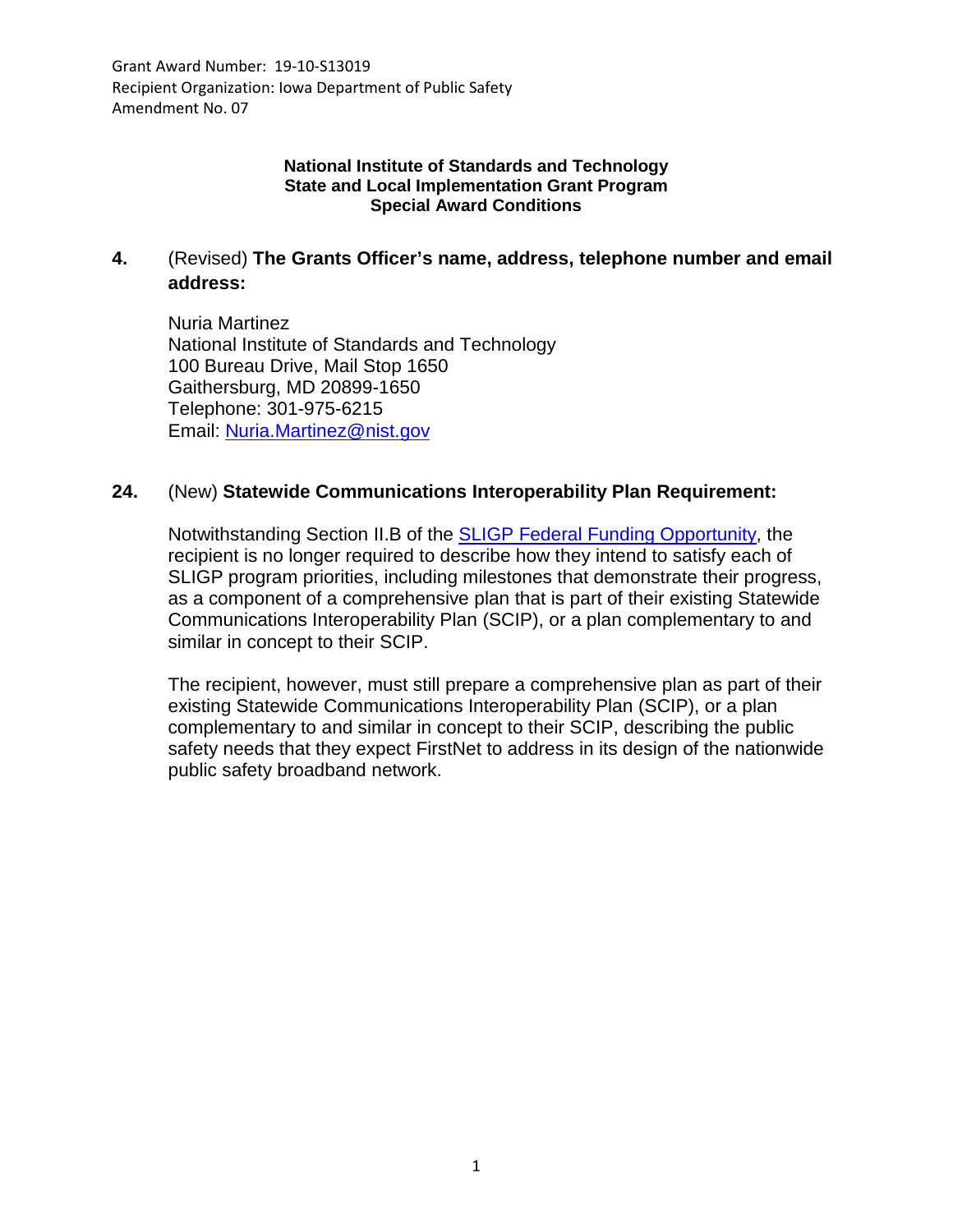Grant Award Number: 19-10-S13019
Recipient Organization: Iowa Department of Public Safety
Amendment No. 07

**National Institute of Standards and Technology**
**State and Local Implementation Grant Program**
**Special Award Conditions**

**4.** (Revised) **The Grants Officer's name, address, telephone number and email address:**

Nuria Martinez
National Institute of Standards and Technology
100 Bureau Drive, Mail Stop 1650
Gaithersburg, MD 20899-1650
Telephone: 301-975-6215
Email: [Nuria.Martinez@nist.gov](mailto:Nuria.Martinez@nist.gov)

**24.** (New) **Statewide Communications Interoperability Plan Requirement:**

Notwithstanding Section II.B of the [SLIGP Federal Funding Opportunity](), the recipient is no longer required to describe how they intend to satisfy each of SLIGP program priorities, including milestones that demonstrate their progress, as a component of a comprehensive plan that is part of their existing Statewide Communications Interoperability Plan (SCIP), or a plan complementary to and similar in concept to their SCIP.

The recipient, however, must still prepare a comprehensive plan as part of their existing Statewide Communications Interoperability Plan (SCIP), or a plan complementary to and similar in concept to their SCIP, describing the public safety needs that they expect FirstNet to address in its design of the nationwide public safety broadband network.